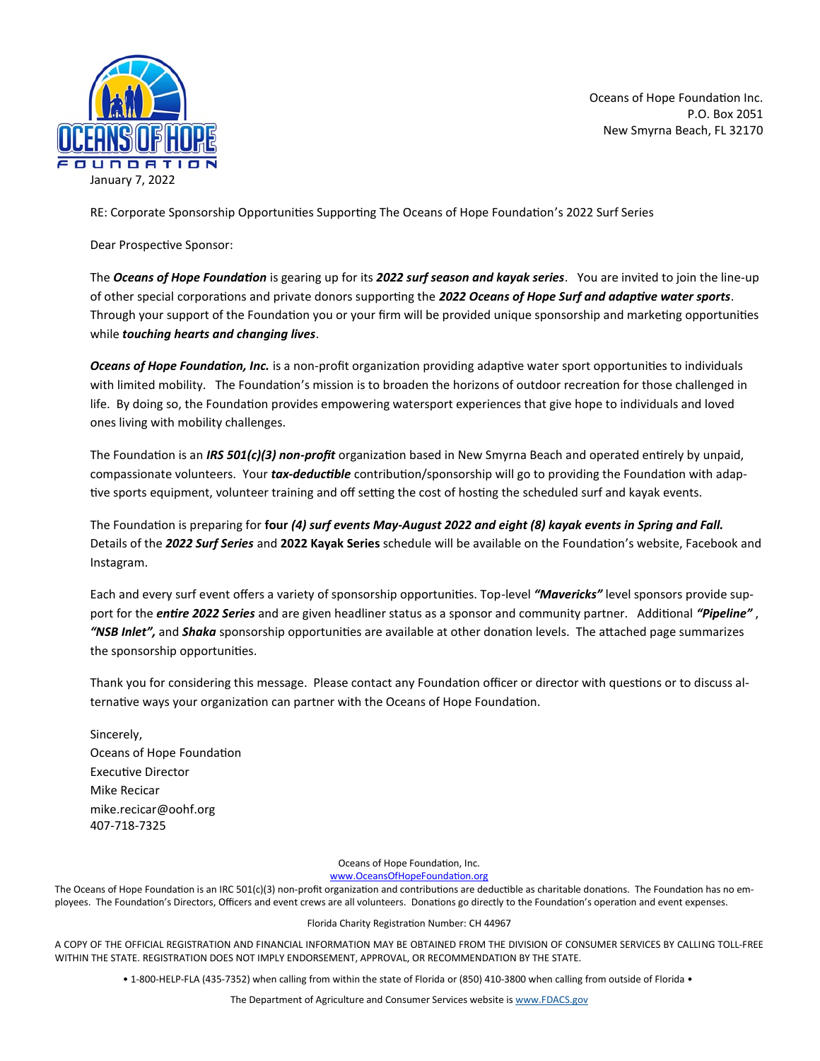Oceans of Hope Foundation Inc.
P.O. Box 2051
New Smyrna Beach, FL 32170

January 7, 2022

RE: Corporate Sponsorship Opportunities Supporting The Oceans of Hope Foundation's 2022 Surf Series

Dear Prospective Sponsor:

The ***Oceans of Hope Foundation*** is gearing up for its ***2022 surf season and kayak series***. You are invited to join the line-up of other special corporations and private donors supporting the ***2022 Oceans of Hope Surf and adaptive water sports***. Through your support of the Foundation you or your firm will be provided unique sponsorship and marketing opportunities while ***touching hearts and changing lives***.

***Oceans of Hope Foundation, Inc.*** is a non-profit organization providing adaptive water sport opportunities to individuals with limited mobility. The Foundation's mission is to broaden the horizons of outdoor recreation for those challenged in life. By doing so, the Foundation provides empowering watersport experiences that give hope to individuals and loved ones living with mobility challenges.

The Foundation is an ***IRS 501(c)(3) non-profit*** organization based in New Smyrna Beach and operated entirely by unpaid, compassionate volunteers. Your ***tax-deductible*** contribution/sponsorship will go to providing the Foundation with adaptive sports equipment, volunteer training and off setting the cost of hosting the scheduled surf and kayak events.

The Foundation is preparing for **four *(4) surf events May-August 2022 and eight (8) kayak events in Spring and Fall.*** Details of the ***2022 Surf Series*** and **2022 Kayak Series** schedule will be available on the Foundation's website, Facebook and Instagram.

Each and every surf event offers a variety of sponsorship opportunities. Top-level ***"Mavericks"*** level sponsors provide support for the ***entire 2022 Series*** and are given headliner status as a sponsor and community partner. Additional ***"Pipeline"***, ***"NSB Inlet",*** and ***Shaka*** sponsorship opportunities are available at other donation levels. The attached page summarizes the sponsorship opportunities.

Thank you for considering this message. Please contact any Foundation officer or director with questions or to discuss alternative ways your organization can partner with the Oceans of Hope Foundation.

Sincerely,
Oceans of Hope Foundation
Executive Director
Mike Recicar
mike.recicar@oohf.org
407-718-7325

Oceans of Hope Foundation, Inc.
www.OceansOfHopeFoundation.org

The Oceans of Hope Foundation is an IRC 501(c)(3) non-profit organization and contributions are deductible as charitable donations. The Foundation has no employees. The Foundation's Directors, Officers and event crews are all volunteers. Donations go directly to the Foundation's operation and event expenses.

Florida Charity Registration Number: CH 44967

A COPY OF THE OFFICIAL REGISTRATION AND FINANCIAL INFORMATION MAY BE OBTAINED FROM THE DIVISION OF CONSUMER SERVICES BY CALLING TOLL-FREE WITHIN THE STATE. REGISTRATION DOES NOT IMPLY ENDORSEMENT, APPROVAL, OR RECOMMENDATION BY THE STATE.

• 1-800-HELP-FLA (435-7352) when calling from within the state of Florida or (850) 410-3800 when calling from outside of Florida •

The Department of Agriculture and Consumer Services website is www.FDACS.gov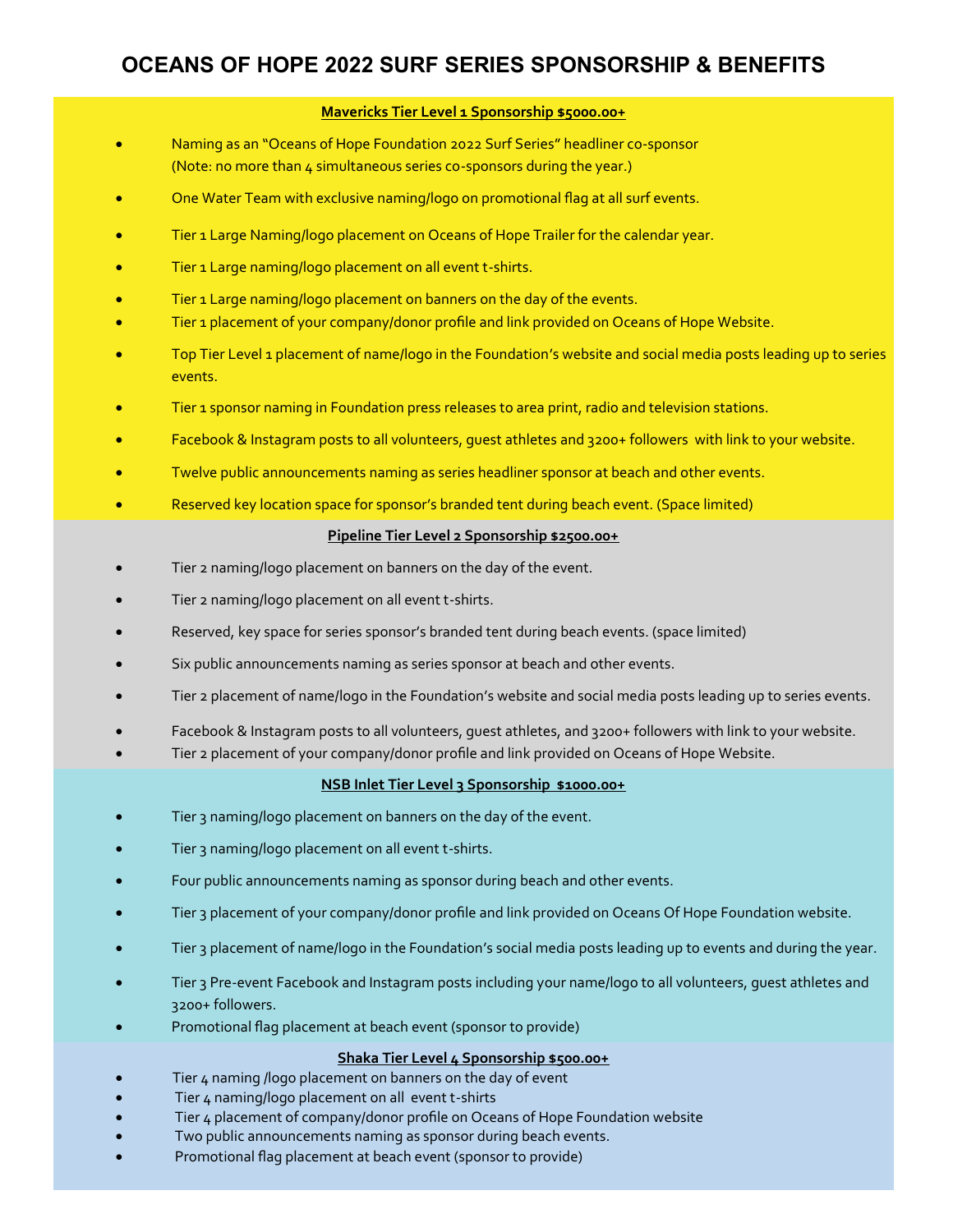# OCEANS OF HOPE 2022 SURF SERIES SPONSORSHIP & BENEFITS

## Mavericks Tier Level 1 Sponsorship $5000.00+

- Naming as an "Oceans of Hope Foundation 2022 Surf Series" headliner co-sponsor (Note: no more than 4 simultaneous series co-sponsors during the year.)
- One Water Team with exclusive naming/logo on promotional flag at all surf events.
- Tier 1 Large Naming/logo placement on Oceans of Hope Trailer for the calendar year.
- Tier 1 Large naming/logo placement on all event t-shirts.
- Tier 1 Large naming/logo placement on banners on the day of the events.
- Tier 1 placement of your company/donor profile and link provided on Oceans of Hope Website.
- Top Tier Level 1 placement of name/logo in the Foundation's website and social media posts leading up to series events.
- Tier 1 sponsor naming in Foundation press releases to area print, radio and television stations.
- Facebook & Instagram posts to all volunteers, guest athletes and 3200+ followers with link to your website.
- Twelve public announcements naming as series headliner sponsor at beach and other events.
- Reserved key location space for sponsor's branded tent during beach event. (Space limited)

## Pipeline Tier Level 2 Sponsorship $2500.00+

- Tier 2 naming/logo placement on banners on the day of the event.
- Tier 2 naming/logo placement on all event t-shirts.
- Reserved, key space for series sponsor's branded tent during beach events. (space limited)
- Six public announcements naming as series sponsor at beach and other events.
- Tier 2 placement of name/logo in the Foundation's website and social media posts leading up to series events.
- Facebook & Instagram posts to all volunteers, guest athletes, and 3200+ followers with link to your website.
- Tier 2 placement of your company/donor profile and link provided on Oceans of Hope Website.

## NSB Inlet Tier Level 3 Sponsorship $1000.00+

- Tier 3 naming/logo placement on banners on the day of the event.
- Tier 3 naming/logo placement on all event t-shirts.
- Four public announcements naming as sponsor during beach and other events.
- Tier 3 placement of your company/donor profile and link provided on Oceans Of Hope Foundation website.
- Tier 3 placement of name/logo in the Foundation's social media posts leading up to events and during the year.
- Tier 3 Pre-event Facebook and Instagram posts including your name/logo to all volunteers, guest athletes and 3200+ followers.
- Promotional flag placement at beach event (sponsor to provide)

## Shaka Tier Level 4 Sponsorship $500.00+

- Tier 4 naming /logo placement on banners on the day of event
- Tier 4 naming/logo placement on all event t-shirts
- Tier 4 placement of company/donor profile on Oceans of Hope Foundation website
- Two public announcements naming as sponsor during beach events.
- Promotional flag placement at beach event (sponsor to provide)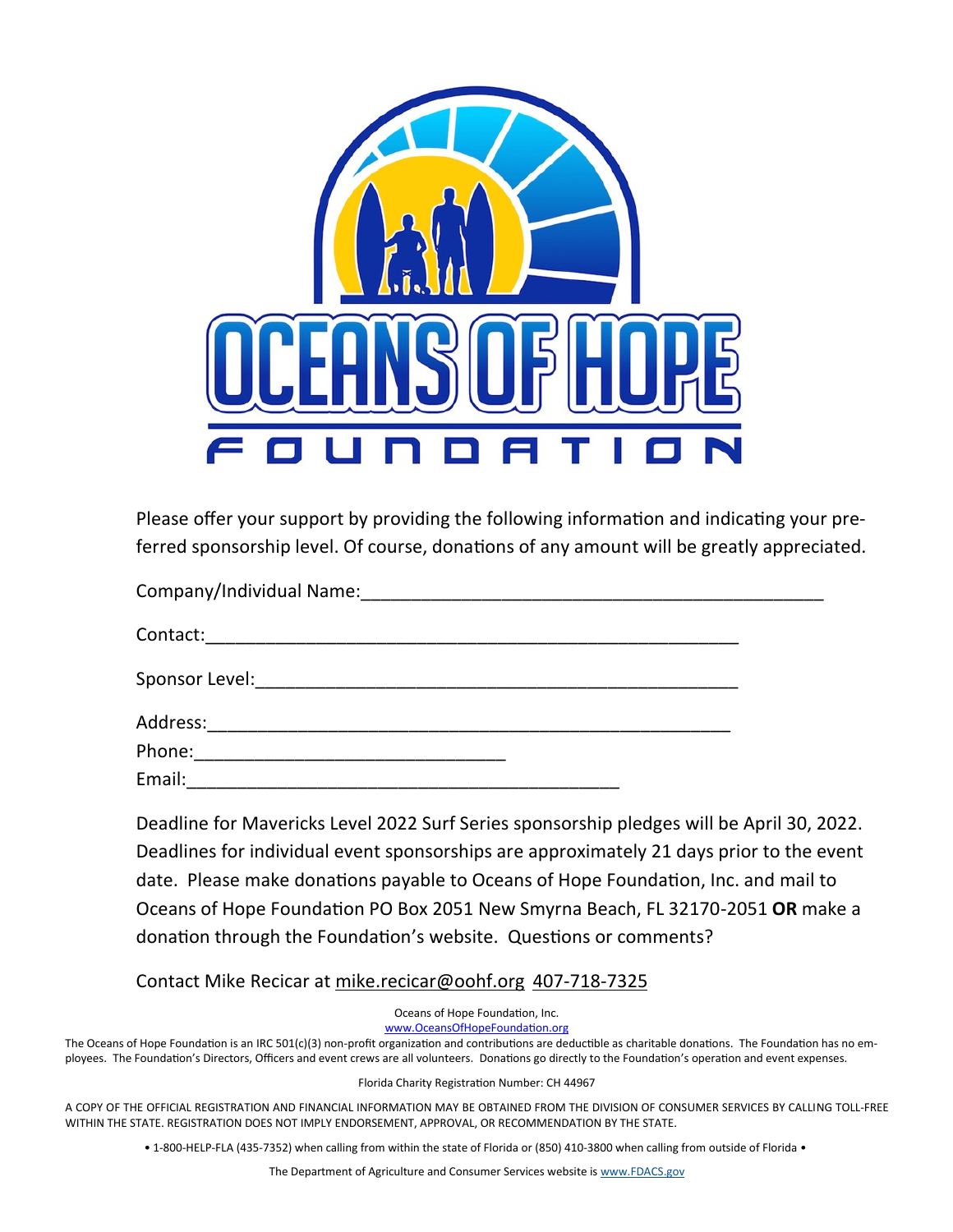Please offer your support by providing the following information and indicating your preferred sponsorship level. Of course, donations of any amount will be greatly appreciated.

Company/Individual Name:_______________________________________________

Contact:_______________________________________________________

Sponsor Level:__________________________________________________

Address:_______________________________________________________

Phone:_______________________________

Email:___________________________________________

Deadline for Mavericks Level 2022 Surf Series sponsorship pledges will be April 30, 2022. Deadlines for individual event sponsorships are approximately 21 days prior to the event date. Please make donations payable to Oceans of Hope Foundation, Inc. and mail to Oceans of Hope Foundation PO Box 2051 New Smyrna Beach, FL 32170-2051 **OR** make a donation through the Foundation's website. Questions or comments?

Contact Mike Recicar at mike.recicar@oohf.org 407-718-7325

Oceans of Hope Foundation, Inc.
www.OceansOfHopeFoundation.org

The Oceans of Hope Foundation is an IRC 501(c)(3) non-profit organization and contributions are deductible as charitable donations. The Foundation has no employees. The Foundation's Directors, Officers and event crews are all volunteers. Donations go directly to the Foundation's operation and event expenses.

Florida Charity Registration Number: CH 44967

A COPY OF THE OFFICIAL REGISTRATION AND FINANCIAL INFORMATION MAY BE OBTAINED FROM THE DIVISION OF CONSUMER SERVICES BY CALLING TOLL-FREE WITHIN THE STATE. REGISTRATION DOES NOT IMPLY ENDORSEMENT, APPROVAL, OR RECOMMENDATION BY THE STATE.

• 1-800-HELP-FLA (435-7352) when calling from within the state of Florida or (850) 410-3800 when calling from outside of Florida •

The Department of Agriculture and Consumer Services website is www.FDACS.gov